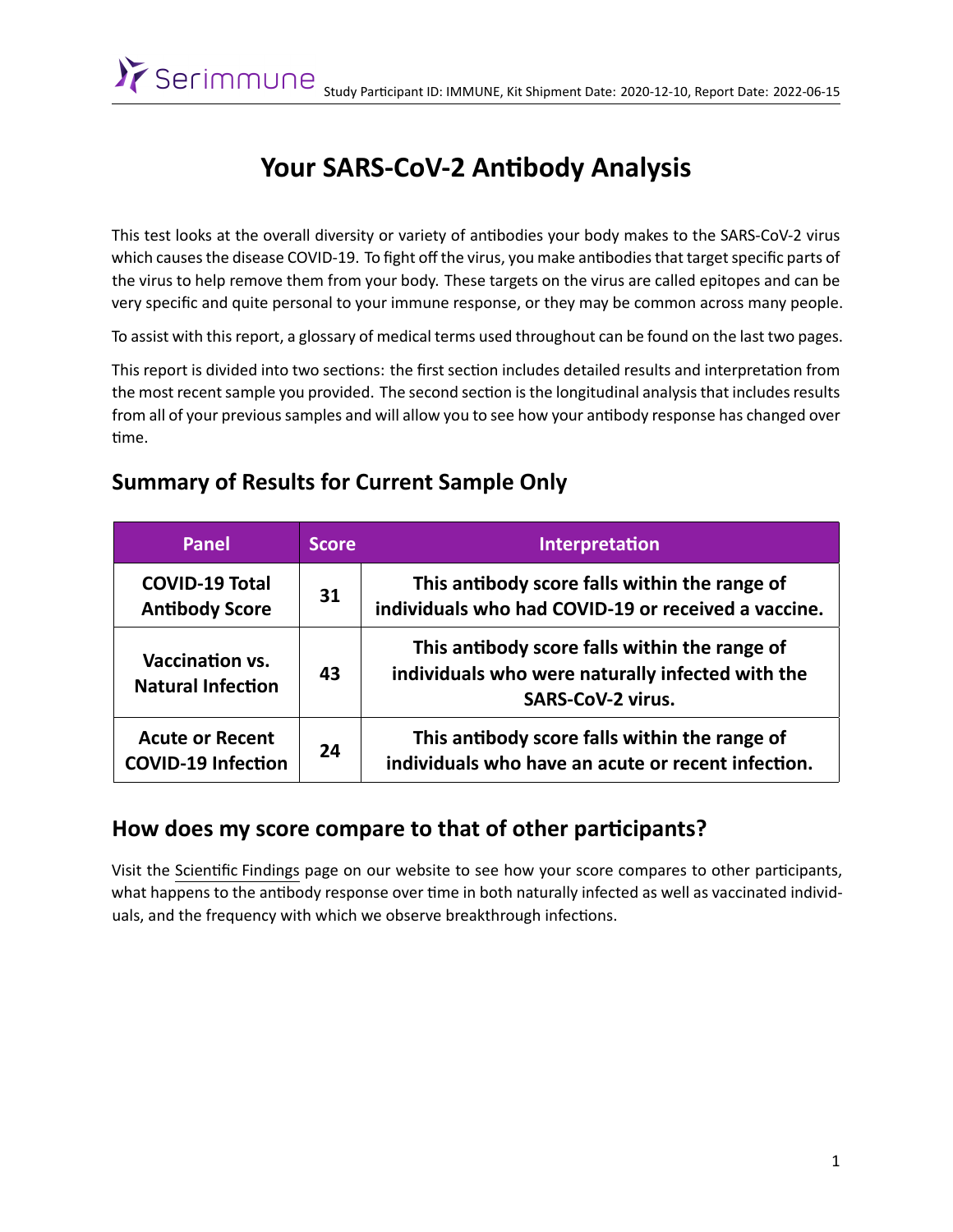# Your SARS-CoV-2 Antibody Analysis

This test looks at the overall diversity or variety of antibodies your body makes to the SARS-CoV-2 virus which causes the disease COVID-19. To fight off the virus, you make antibodies that target specific parts of the virus to help remove them from your body. These targets on the virus are called epitopes and can be very specific and quite personal to your immune response, or they may be common across many people.

To assist with this report, a glossary of medical terms used throughout can be found on the last two pages.

This report is divided into two sections: the first section includes detailed results and interpretation from the most recent sample you provided. The second section is the longitudinal analysis that includes results from all of your previous samples and will allow you to see how your antibody response has changed over time.

## Summary of Results for Current Sample Only

| Panel | Score | Interpretation |
| --- | --- | --- |
| **COVID-19 Total Antibody Score** | **31** | **This antibody score falls within the range of individuals who had COVID-19 or received a vaccine.** |
| **Vaccination vs. Natural Infection** | **43** | **This antibody score falls within the range of individuals who were naturally infected with the SARS-CoV-2 virus.** |
| **Acute or Recent COVID-19 Infection** | **24** | **This antibody score falls within the range of individuals who have an acute or recent infection.** |

## How does my score compare to that of other participants?

Visit the Scientific Findings page on our website to see how your score compares to other participants, what happens to the antibody response over time in both naturally infected as well as vaccinated individuals, and the frequency with which we observe breakthrough infections.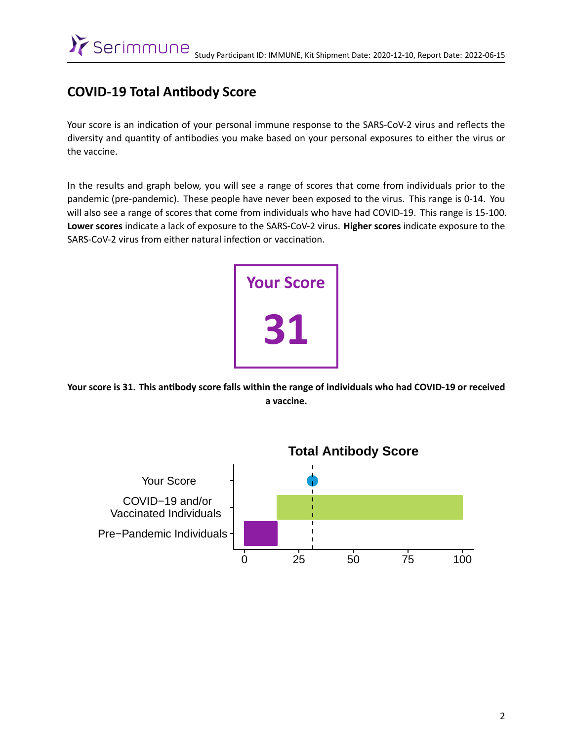## COVID-19 Total Antibody Score

Your score is an indication of your personal immune response to the SARS-CoV-2 virus and reflects the diversity and quantity of antibodies you make based on your personal exposures to either the virus or the vaccine.

In the results and graph below, you will see a range of scores that come from individuals prior to the pandemic (pre-pandemic). These people have never been exposed to the virus. This range is 0-14. You will also see a range of scores that come from individuals who have had COVID-19. This range is 15-100. **Lower scores** indicate a lack of exposure to the SARS-CoV-2 virus. **Higher scores** indicate exposure to the SARS-CoV-2 virus from either natural infection or vaccination.

**Your Score**

**31**

**Your score is 31. This antibody score falls within the range of individuals who had COVID-19 or received a vaccine.**

**Total Antibody Score**

Your Score

COVID−19 and/or Vaccinated Individuals

Pre−Pandemic Individuals

0 25 50 75 100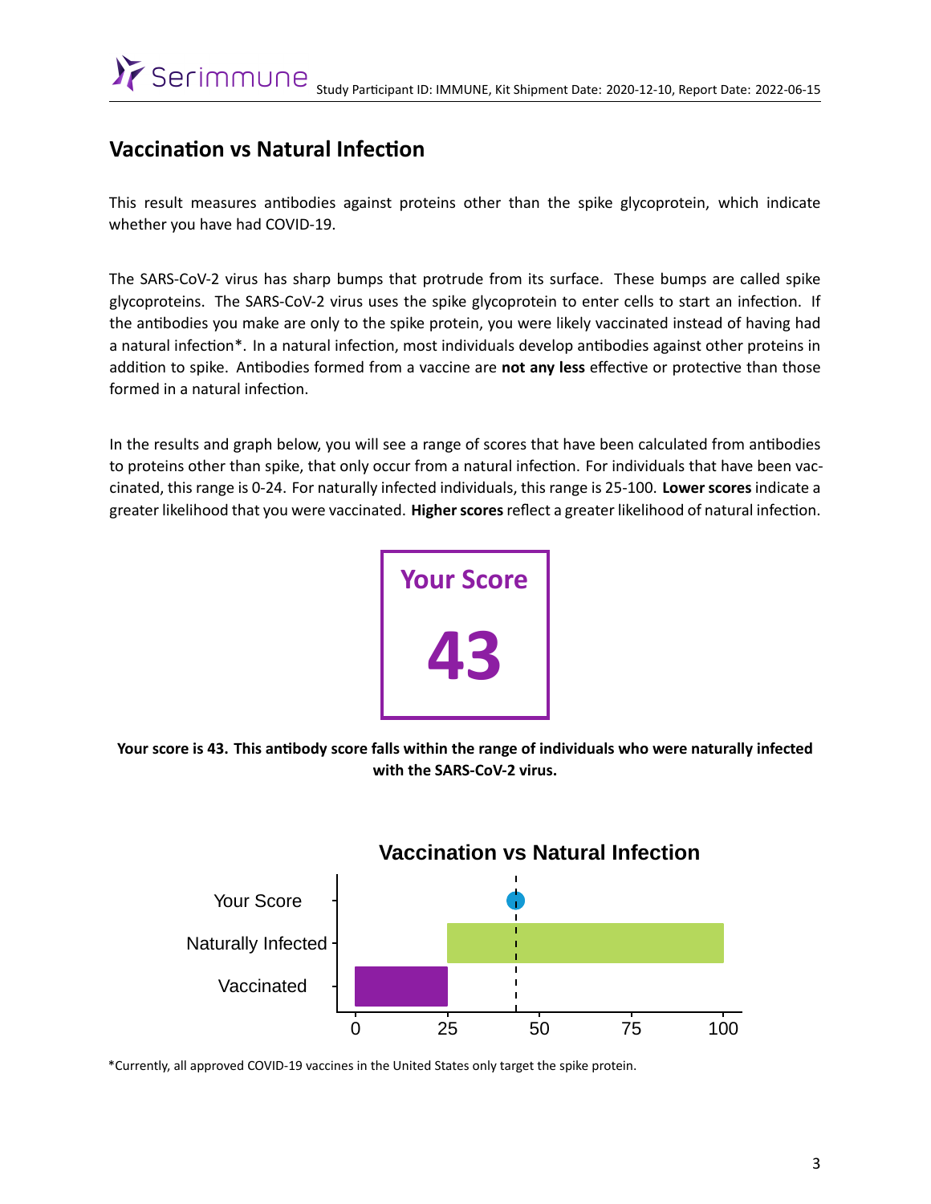## Vaccination vs Natural Infection

This result measures antibodies against proteins other than the spike glycoprotein, which indicate whether you have had COVID-19.

The SARS-CoV-2 virus has sharp bumps that protrude from its surface. These bumps are called spike glycoproteins. The SARS-CoV-2 virus uses the spike glycoprotein to enter cells to start an infection. If the antibodies you make are only to the spike protein, you were likely vaccinated instead of having had a natural infection*. In a natural infection, most individuals develop antibodies against other proteins in addition to spike. Antibodies formed from a vaccine are **not any less** effective or protective than those formed in a natural infection.

In the results and graph below, you will see a range of scores that have been calculated from antibodies to proteins other than spike, that only occur from a natural infection. For individuals that have been vaccinated, this range is 0-24. For naturally infected individuals, this range is 25-100. **Lower scores** indicate a greater likelihood that you were vaccinated. **Higher scores** reflect a greater likelihood of natural infection.

**Your Score**

**43**

**Your score is 43. This antibody score falls within the range of individuals who were naturally infected with the SARS-CoV-2 virus.**

**Vaccination vs Natural Infection**

| Category | Range / Value |
| --- | --- |
| Your Score | 43 |
| Naturally Infected | 25–100 |
| Vaccinated | 0–24 |

*Currently, all approved COVID-19 vaccines in the United States only target the spike protein.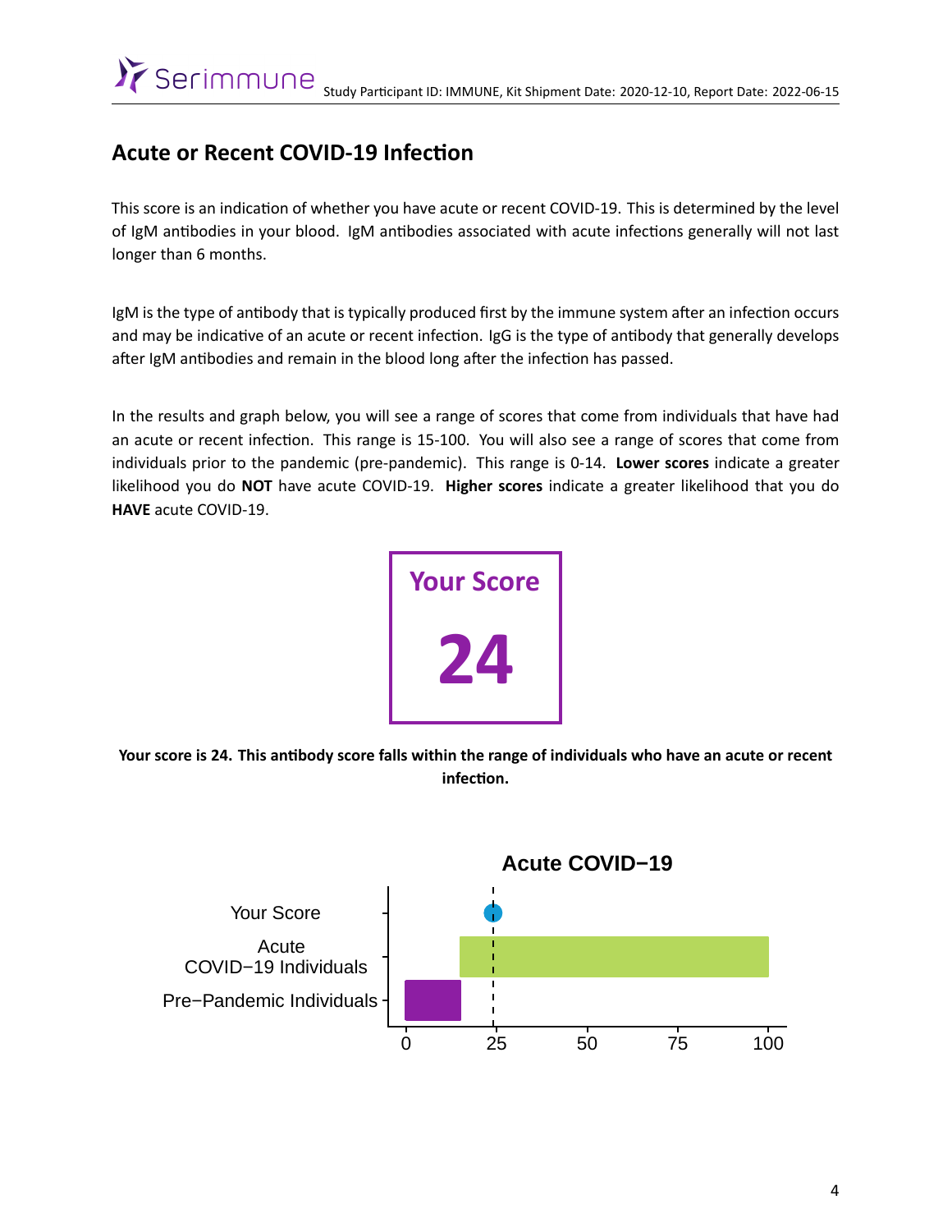## Acute or Recent COVID-19 Infection

This score is an indication of whether you have acute or recent COVID-19. This is determined by the level of IgM antibodies in your blood. IgM antibodies associated with acute infections generally will not last longer than 6 months.

IgM is the type of antibody that is typically produced first by the immune system after an infection occurs and may be indicative of an acute or recent infection. IgG is the type of antibody that generally develops after IgM antibodies and remain in the blood long after the infection has passed.

In the results and graph below, you will see a range of scores that come from individuals that have had an acute or recent infection. This range is 15-100. You will also see a range of scores that come from individuals prior to the pandemic (pre-pandemic). This range is 0-14. **Lower scores** indicate a greater likelihood you do **NOT** have acute COVID-19. **Higher scores** indicate a greater likelihood that you do **HAVE** acute COVID-19.

**Your Score**

**24**

**Your score is 24. This antibody score falls within the range of individuals who have an acute or recent infection.**

**Acute COVID−19**

Your Score

Acute COVID−19 Individuals

Pre−Pandemic Individuals

0 25 50 75 100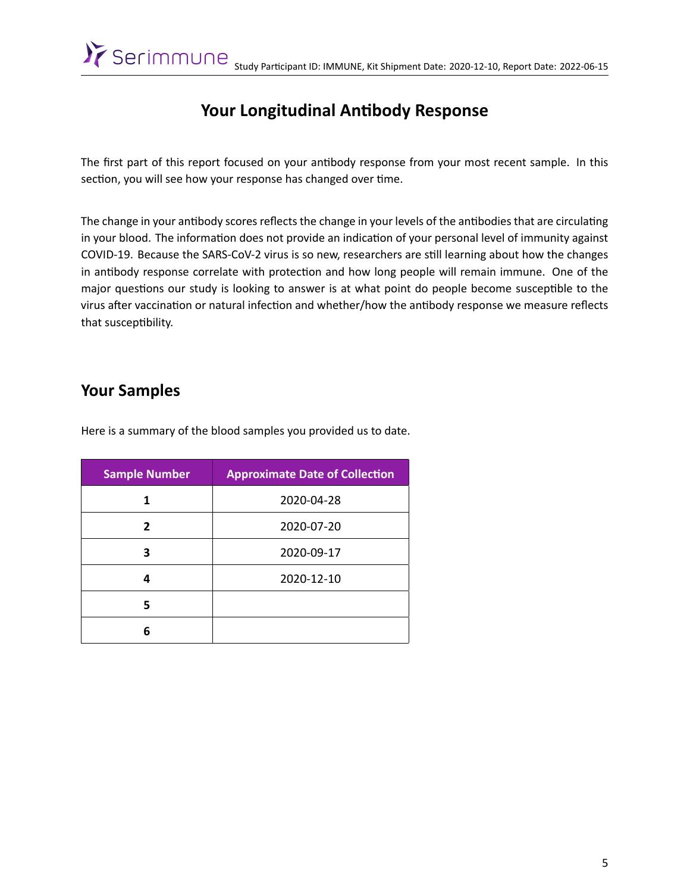# Your Longitudinal Antibody Response

The first part of this report focused on your antibody response from your most recent sample. In this section, you will see how your response has changed over time.

The change in your antibody scores reflects the change in your levels of the antibodies that are circulating in your blood. The information does not provide an indication of your personal level of immunity against COVID-19. Because the SARS-CoV-2 virus is so new, researchers are still learning about how the changes in antibody response correlate with protection and how long people will remain immune. One of the major questions our study is looking to answer is at what point do people become susceptible to the virus after vaccination or natural infection and whether/how the antibody response we measure reflects that susceptibility.

## Your Samples

Here is a summary of the blood samples you provided us to date.

| Sample Number | Approximate Date of Collection |
|---|---|
| **1** | 2020-04-28 |
| **2** | 2020-07-20 |
| **3** | 2020-09-17 |
| **4** | 2020-12-10 |
| **5** | |
| **6** | |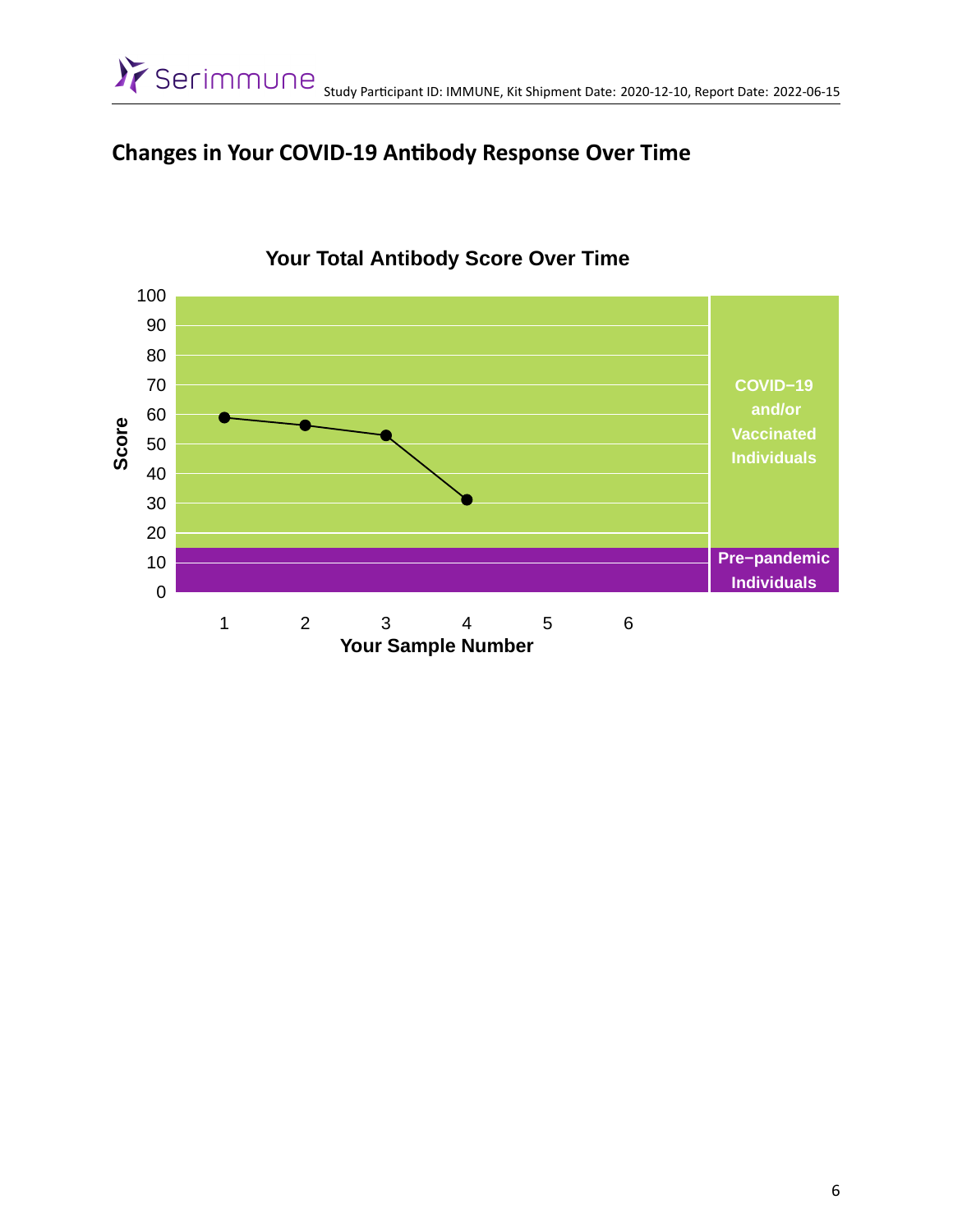## Changes in Your COVID-19 Antibody Response Over Time

Your Total Antibody Score Over Time

Score

100
90
80
70
60
50
40
30
20
10
0

COVID−19 and/or Vaccinated Individuals

Pre−pandemic Individuals

1 2 3 4 5 6

Your Sample Number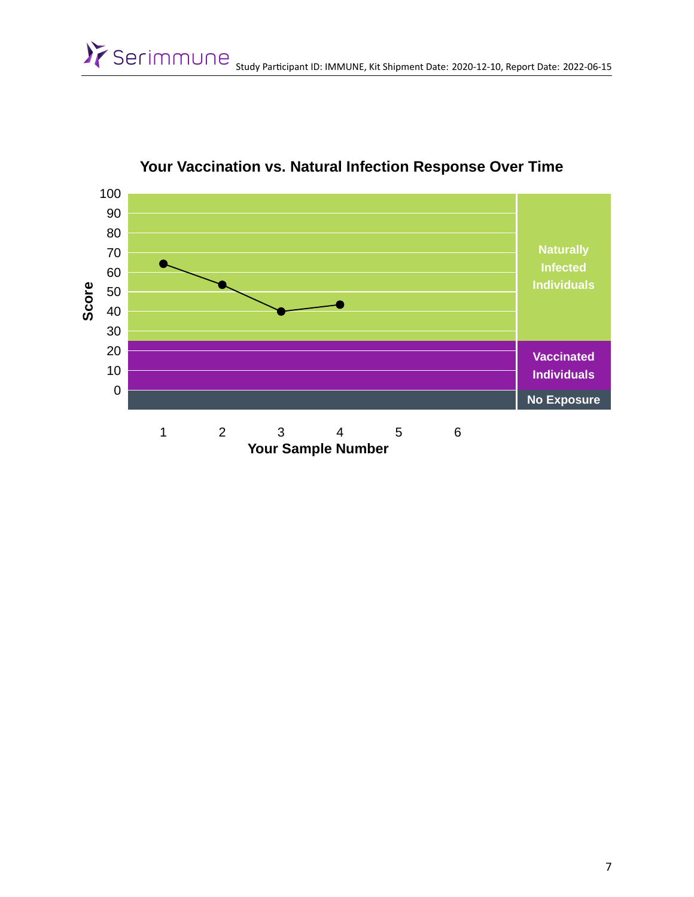## Your Vaccination vs. Natural Infection Response Over Time

Score

100
90
80
70
60
50
40
30
20
10
0

Naturally Infected Individuals

Vaccinated Individuals

No Exposure

1 2 3 4 5 6

Your Sample Number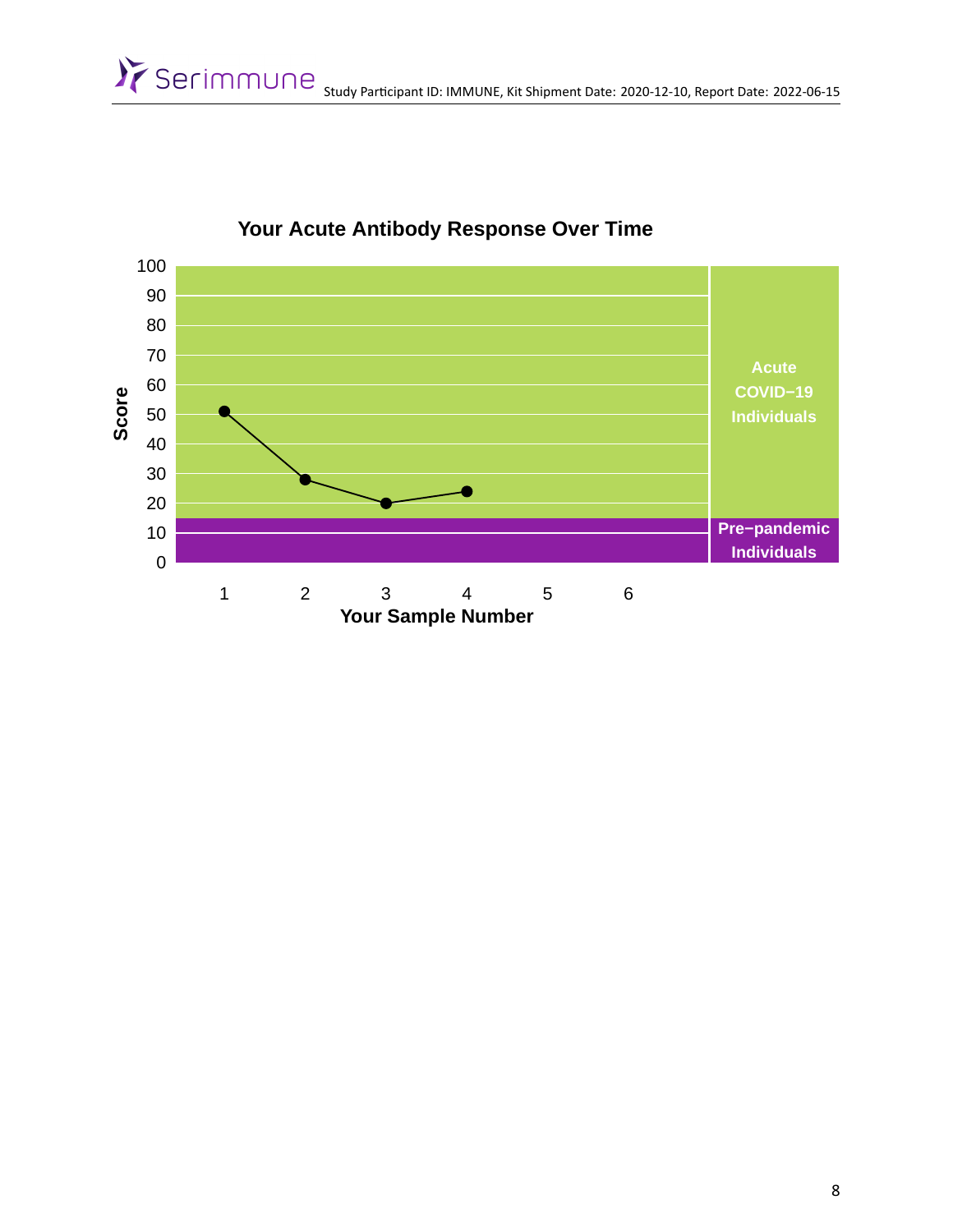## Your Acute Antibody Response Over Time

Score

100
90
80
70
60
50
40
30
20
10
0

Acute COVID−19 Individuals

Pre−pandemic Individuals

1 2 3 4 5 6

Your Sample Number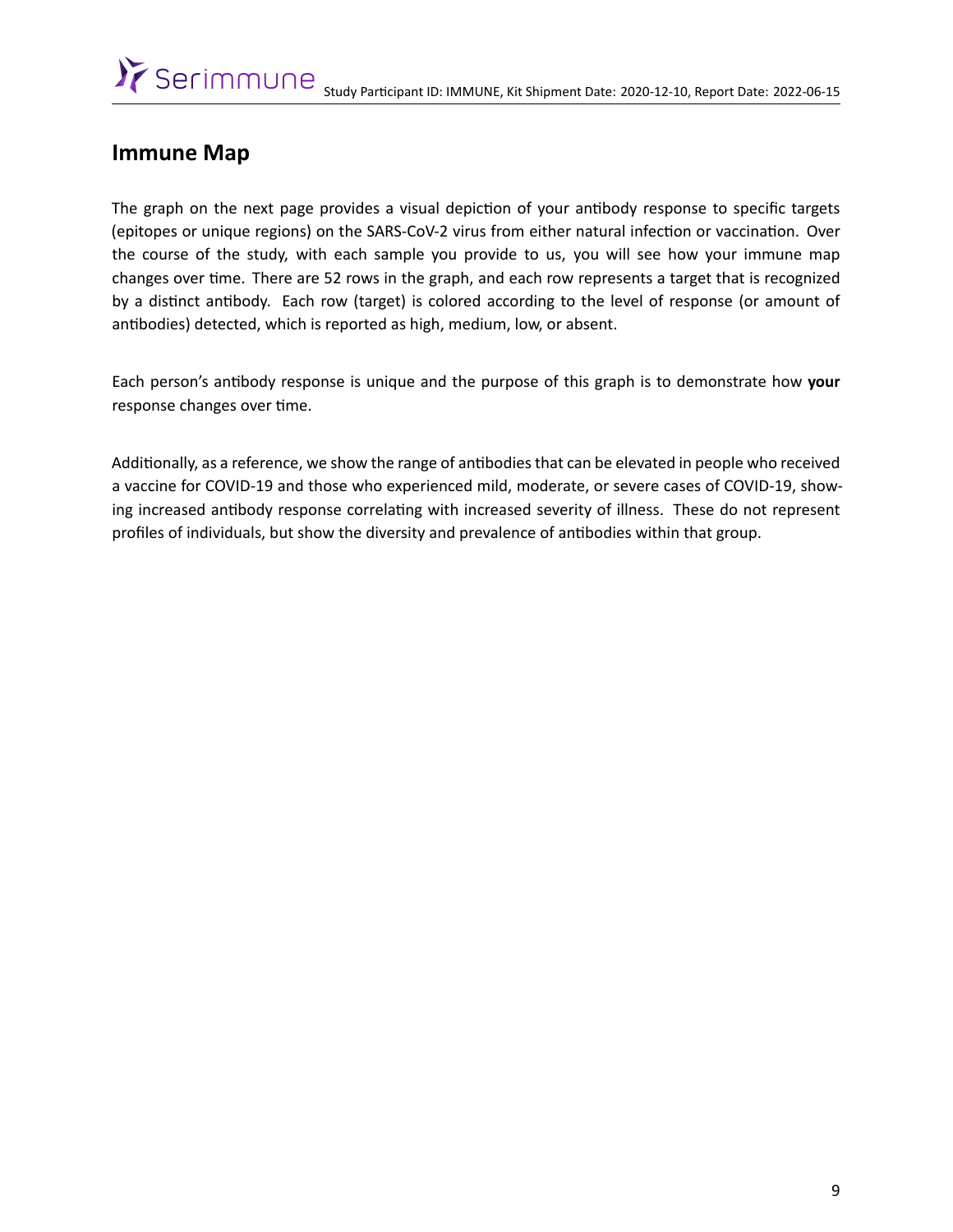## Immune Map

The graph on the next page provides a visual depiction of your antibody response to specific targets (epitopes or unique regions) on the SARS-CoV-2 virus from either natural infection or vaccination. Over the course of the study, with each sample you provide to us, you will see how your immune map changes over time. There are 52 rows in the graph, and each row represents a target that is recognized by a distinct antibody. Each row (target) is colored according to the level of response (or amount of antibodies) detected, which is reported as high, medium, low, or absent.

Each person's antibody response is unique and the purpose of this graph is to demonstrate how **your** response changes over time.

Additionally, as a reference, we show the range of antibodies that can be elevated in people who received a vaccine for COVID-19 and those who experienced mild, moderate, or severe cases of COVID-19, showing increased antibody response correlating with increased severity of illness. These do not represent profiles of individuals, but show the diversity and prevalence of antibodies within that group.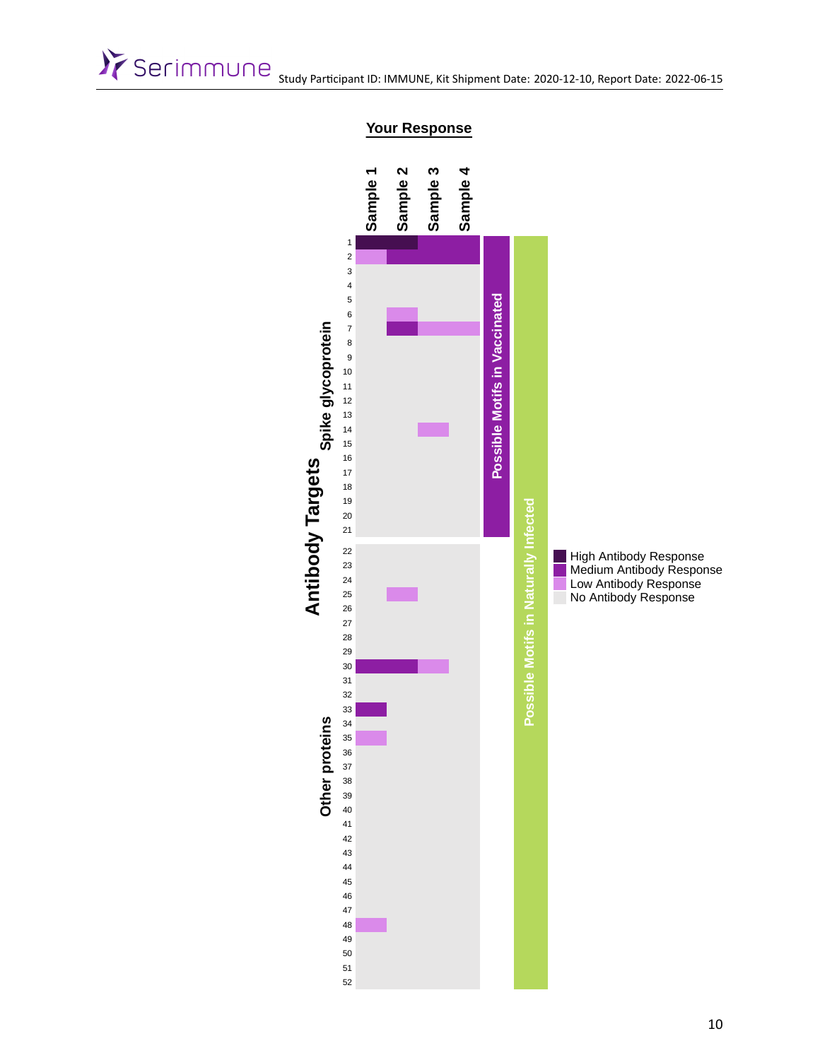## Your Response

**Antibody Targets**

| Antibody Targets | # | Sample 1 | Sample 2 | Sample 3 | Sample 4 | Possible Motifs in Vaccinated | Possible Motifs in Naturally Infected |
|---|---|---|---|---|---|---|---|
| Spike glycoprotein | 1 | High | High | Medium | Medium | ✓ | ✓ |
| Spike glycoprotein | 2 | Low | Medium | Medium | Medium | ✓ | ✓ |
| Spike glycoprotein | 3 | No | No | No | No | ✓ | ✓ |
| Spike glycoprotein | 4 | No | No | No | No | ✓ | ✓ |
| Spike glycoprotein | 5 | No | No | No | No | ✓ | ✓ |
| Spike glycoprotein | 6 | No | Low | No | No | ✓ | ✓ |
| Spike glycoprotein | 7 | No | Medium | Low | Low | ✓ | ✓ |
| Spike glycoprotein | 8 | No | No | No | No | ✓ | ✓ |
| Spike glycoprotein | 9 | No | No | No | No | ✓ | ✓ |
| Spike glycoprotein | 10 | No | No | No | No | ✓ | ✓ |
| Spike glycoprotein | 11 | No | No | No | No | ✓ | ✓ |
| Spike glycoprotein | 12 | No | No | No | No | ✓ | ✓ |
| Spike glycoprotein | 13 | No | No | No | No | ✓ | ✓ |
| Spike glycoprotein | 14 | No | No | Low | No | ✓ | ✓ |
| Spike glycoprotein | 15 | No | No | No | No | ✓ | ✓ |
| Spike glycoprotein | 16 | No | No | No | No | ✓ | ✓ |
| Spike glycoprotein | 17 | No | No | No | No | ✓ | ✓ |
| Spike glycoprotein | 18 | No | No | No | No | ✓ | ✓ |
| Spike glycoprotein | 19 | No | No | No | No | ✓ | ✓ |
| Spike glycoprotein | 20 | No | No | No | No | ✓ | ✓ |
| Spike glycoprotein | 21 | No | No | No | No | ✓ | ✓ |
| Other proteins | 22 | No | No | No | No | | ✓ |
| Other proteins | 23 | No | No | No | No | | ✓ |
| Other proteins | 24 | No | No | No | No | | ✓ |
| Other proteins | 25 | No | Low | No | No | | ✓ |
| Other proteins | 26 | No | No | No | No | | ✓ |
| Other proteins | 27 | No | No | No | No | | ✓ |
| Other proteins | 28 | No | No | No | No | | ✓ |
| Other proteins | 29 | No | No | No | No | | ✓ |
| Other proteins | 30 | Medium | Medium | Low | No | | ✓ |
| Other proteins | 31 | No | No | No | No | | ✓ |
| Other proteins | 32 | No | No | No | No | | ✓ |
| Other proteins | 33 | Medium | No | No | No | | ✓ |
| Other proteins | 34 | No | No | No | No | | ✓ |
| Other proteins | 35 | Low | No | No | No | | ✓ |
| Other proteins | 36 | No | No | No | No | | ✓ |
| Other proteins | 37 | No | No | No | No | | ✓ |
| Other proteins | 38 | No | No | No | No | | ✓ |
| Other proteins | 39 | No | No | No | No | | ✓ |
| Other proteins | 40 | No | No | No | No | | ✓ |
| Other proteins | 41 | No | No | No | No | | ✓ |
| Other proteins | 42 | No | No | No | No | | ✓ |
| Other proteins | 43 | No | No | No | No | | ✓ |
| Other proteins | 44 | No | No | No | No | | ✓ |
| Other proteins | 45 | No | No | No | No | | ✓ |
| Other proteins | 46 | No | No | No | No | | ✓ |
| Other proteins | 47 | No | No | No | No | | ✓ |
| Other proteins | 48 | Low | No | No | No | | ✓ |
| Other proteins | 49 | No | No | No | No | | ✓ |
| Other proteins | 50 | No | No | No | No | | ✓ |
| Other proteins | 51 | No | No | No | No | | ✓ |
| Other proteins | 52 | No | No | No | No | | ✓ |

Legend:
- High Antibody Response
- Medium Antibody Response
- Low Antibody Response
- No Antibody Response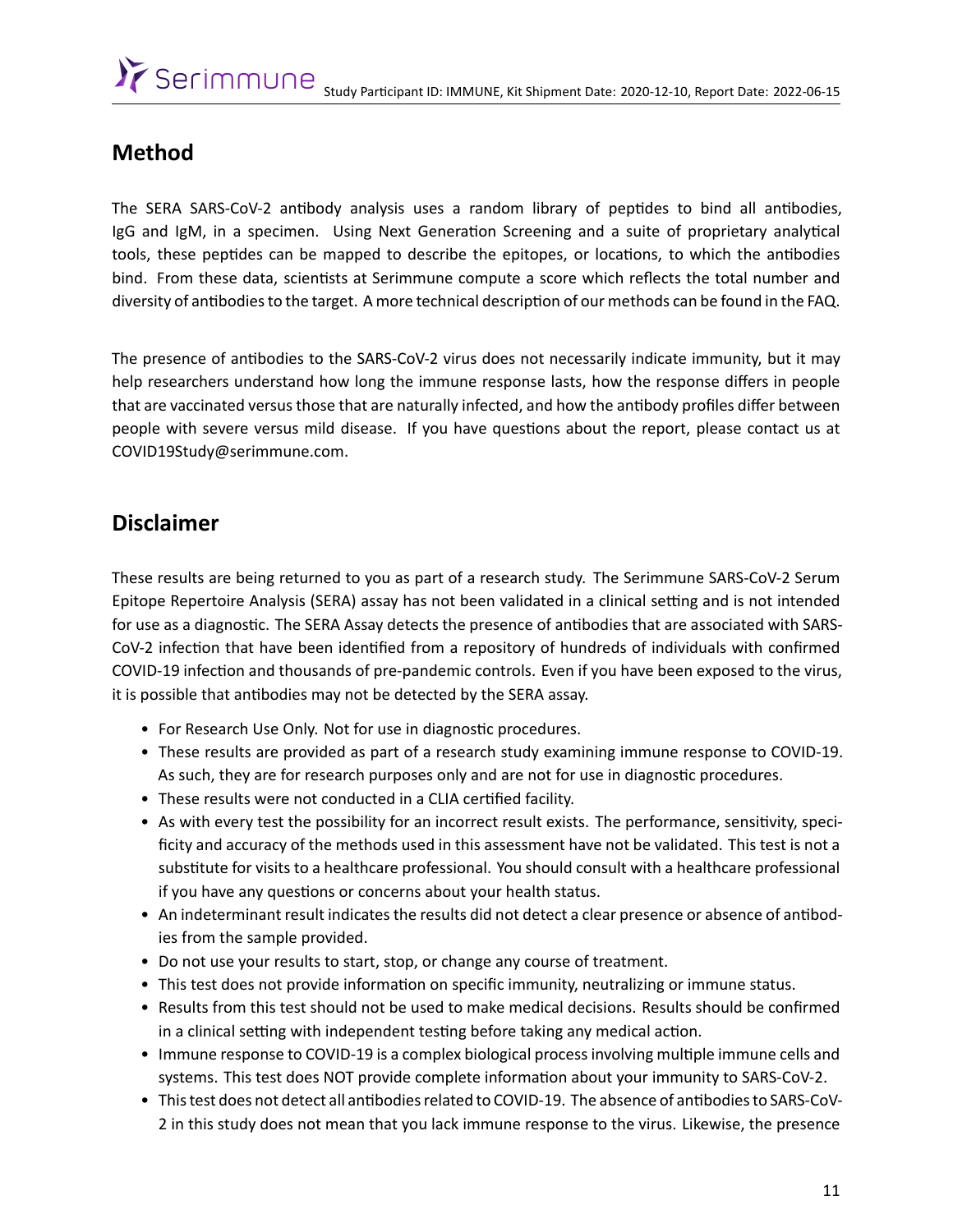## Method

The SERA SARS-CoV-2 antibody analysis uses a random library of peptides to bind all antibodies, IgG and IgM, in a specimen. Using Next Generation Screening and a suite of proprietary analytical tools, these peptides can be mapped to describe the epitopes, or locations, to which the antibodies bind. From these data, scientists at Serimmune compute a score which reflects the total number and diversity of antibodies to the target. A more technical description of our methods can be found in the FAQ.

The presence of antibodies to the SARS-CoV-2 virus does not necessarily indicate immunity, but it may help researchers understand how long the immune response lasts, how the response differs in people that are vaccinated versus those that are naturally infected, and how the antibody profiles differ between people with severe versus mild disease. If you have questions about the report, please contact us at COVID19Study@serimmune.com.

## Disclaimer

These results are being returned to you as part of a research study. The Serimmune SARS-CoV-2 Serum Epitope Repertoire Analysis (SERA) assay has not been validated in a clinical setting and is not intended for use as a diagnostic. The SERA Assay detects the presence of antibodies that are associated with SARS-CoV-2 infection that have been identified from a repository of hundreds of individuals with confirmed COVID-19 infection and thousands of pre-pandemic controls. Even if you have been exposed to the virus, it is possible that antibodies may not be detected by the SERA assay.

- For Research Use Only. Not for use in diagnostic procedures.
- These results are provided as part of a research study examining immune response to COVID-19. As such, they are for research purposes only and are not for use in diagnostic procedures.
- These results were not conducted in a CLIA certified facility.
- As with every test the possibility for an incorrect result exists. The performance, sensitivity, specificity and accuracy of the methods used in this assessment have not be validated. This test is not a substitute for visits to a healthcare professional. You should consult with a healthcare professional if you have any questions or concerns about your health status.
- An indeterminant result indicates the results did not detect a clear presence or absence of antibodies from the sample provided.
- Do not use your results to start, stop, or change any course of treatment.
- This test does not provide information on specific immunity, neutralizing or immune status.
- Results from this test should not be used to make medical decisions. Results should be confirmed in a clinical setting with independent testing before taking any medical action.
- Immune response to COVID-19 is a complex biological process involving multiple immune cells and systems. This test does NOT provide complete information about your immunity to SARS-CoV-2.
- This test does not detect all antibodies related to COVID-19. The absence of antibodies to SARS-CoV-2 in this study does not mean that you lack immune response to the virus. Likewise, the presence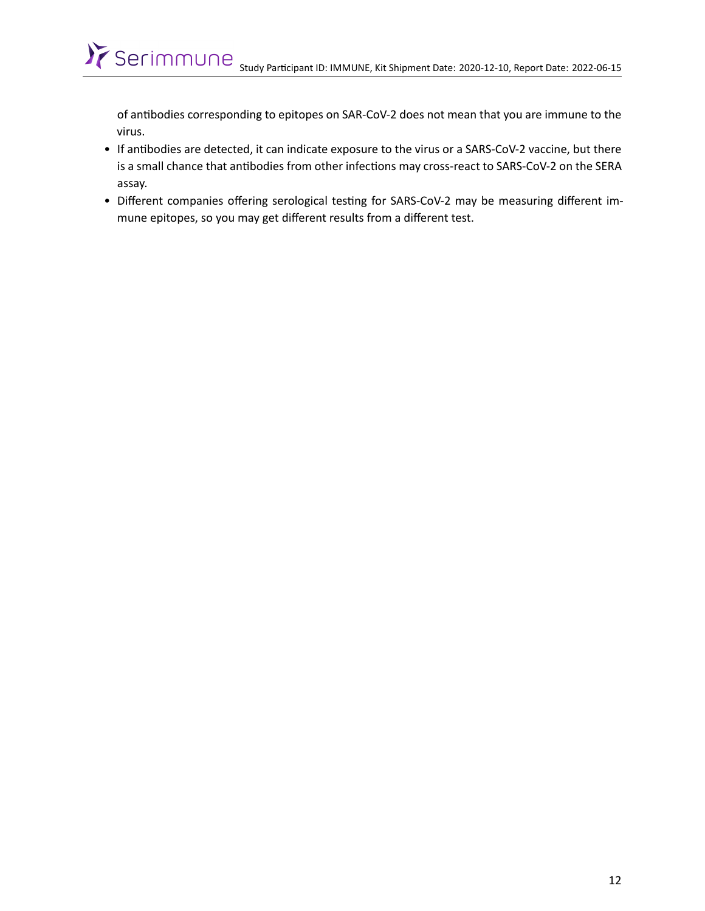of antibodies corresponding to epitopes on SAR-CoV-2 does not mean that you are immune to the virus.

- If antibodies are detected, it can indicate exposure to the virus or a SARS-CoV-2 vaccine, but there is a small chance that antibodies from other infections may cross-react to SARS-CoV-2 on the SERA assay.
- Different companies offering serological testing for SARS-CoV-2 may be measuring different immune epitopes, so you may get different results from a different test.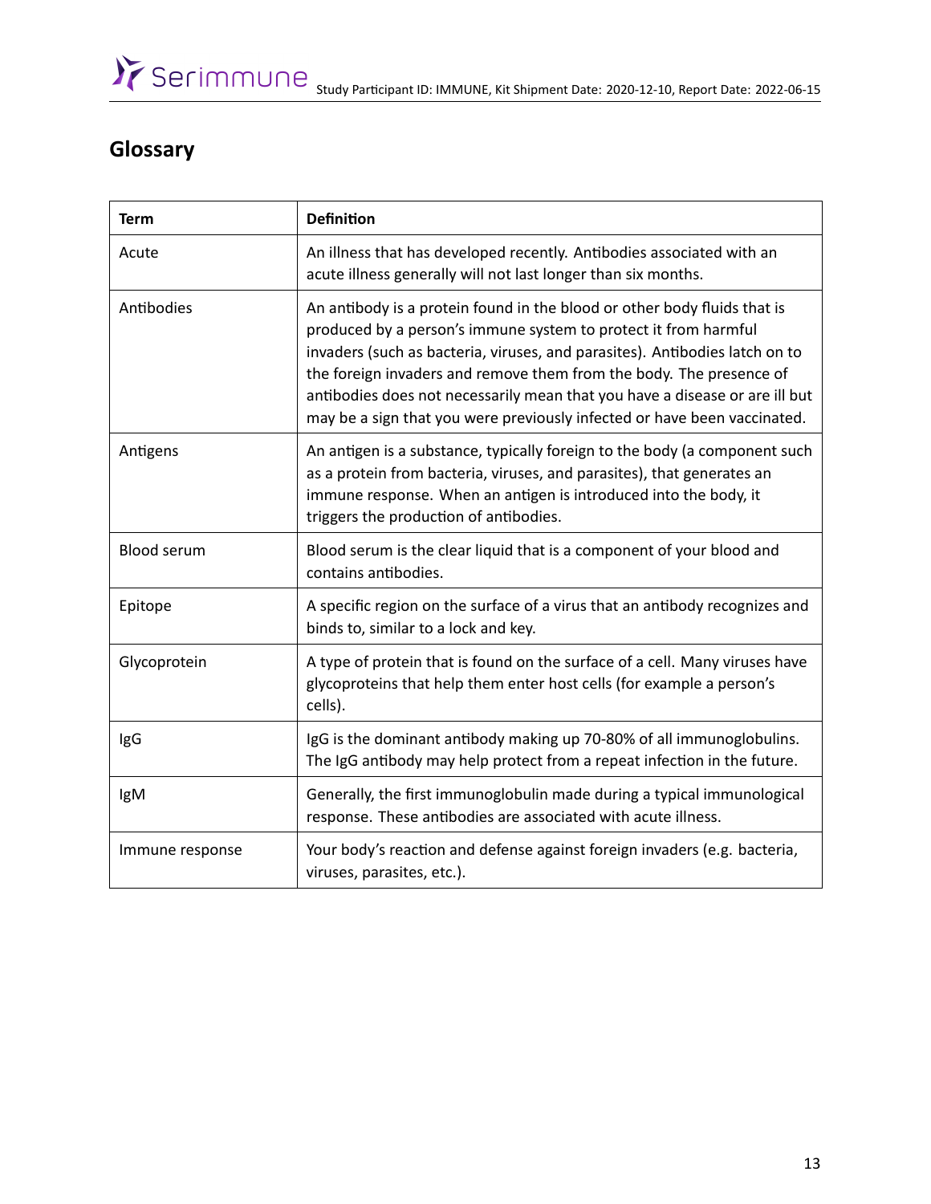## Glossary

| Term | Definition |
| --- | --- |
| Acute | An illness that has developed recently. Antibodies associated with an acute illness generally will not last longer than six months. |
| Antibodies | An antibody is a protein found in the blood or other body fluids that is produced by a person's immune system to protect it from harmful invaders (such as bacteria, viruses, and parasites). Antibodies latch on to the foreign invaders and remove them from the body. The presence of antibodies does not necessarily mean that you have a disease or are ill but may be a sign that you were previously infected or have been vaccinated. |
| Antigens | An antigen is a substance, typically foreign to the body (a component such as a protein from bacteria, viruses, and parasites), that generates an immune response. When an antigen is introduced into the body, it triggers the production of antibodies. |
| Blood serum | Blood serum is the clear liquid that is a component of your blood and contains antibodies. |
| Epitope | A specific region on the surface of a virus that an antibody recognizes and binds to, similar to a lock and key. |
| Glycoprotein | A type of protein that is found on the surface of a cell. Many viruses have glycoproteins that help them enter host cells (for example a person's cells). |
| IgG | IgG is the dominant antibody making up 70-80% of all immunoglobulins. The IgG antibody may help protect from a repeat infection in the future. |
| IgM | Generally, the first immunoglobulin made during a typical immunological response. These antibodies are associated with acute illness. |
| Immune response | Your body's reaction and defense against foreign invaders (e.g. bacteria, viruses, parasites, etc.). |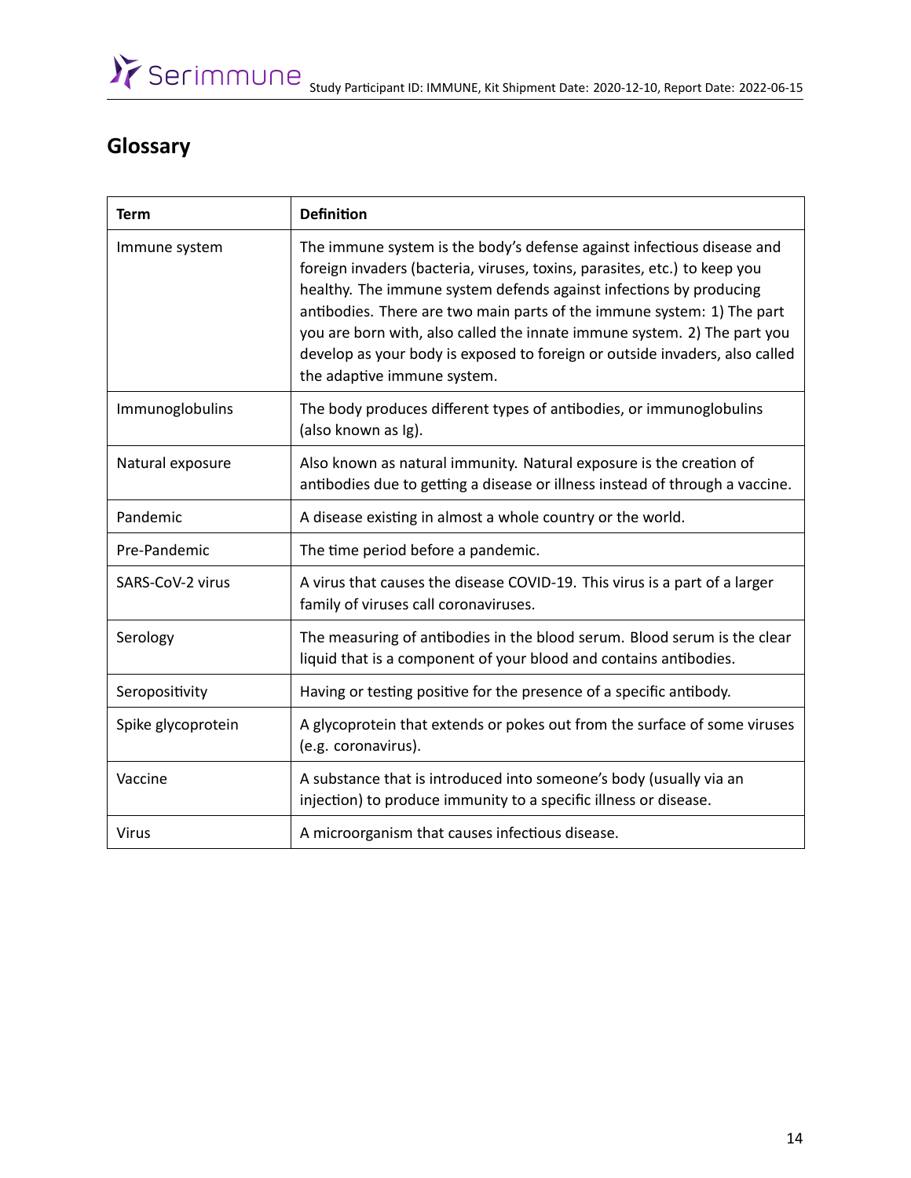## Glossary

| Term | Definition |
| --- | --- |
| Immune system | The immune system is the body's defense against infectious disease and foreign invaders (bacteria, viruses, toxins, parasites, etc.) to keep you healthy. The immune system defends against infections by producing antibodies. There are two main parts of the immune system: 1) The part you are born with, also called the innate immune system. 2) The part you develop as your body is exposed to foreign or outside invaders, also called the adaptive immune system. |
| Immunoglobulins | The body produces different types of antibodies, or immunoglobulins (also known as Ig). |
| Natural exposure | Also known as natural immunity. Natural exposure is the creation of antibodies due to getting a disease or illness instead of through a vaccine. |
| Pandemic | A disease existing in almost a whole country or the world. |
| Pre-Pandemic | The time period before a pandemic. |
| SARS-CoV-2 virus | A virus that causes the disease COVID-19. This virus is a part of a larger family of viruses call coronaviruses. |
| Serology | The measuring of antibodies in the blood serum. Blood serum is the clear liquid that is a component of your blood and contains antibodies. |
| Seropositivity | Having or testing positive for the presence of a specific antibody. |
| Spike glycoprotein | A glycoprotein that extends or pokes out from the surface of some viruses (e.g. coronavirus). |
| Vaccine | A substance that is introduced into someone's body (usually via an injection) to produce immunity to a specific illness or disease. |
| Virus | A microorganism that causes infectious disease. |